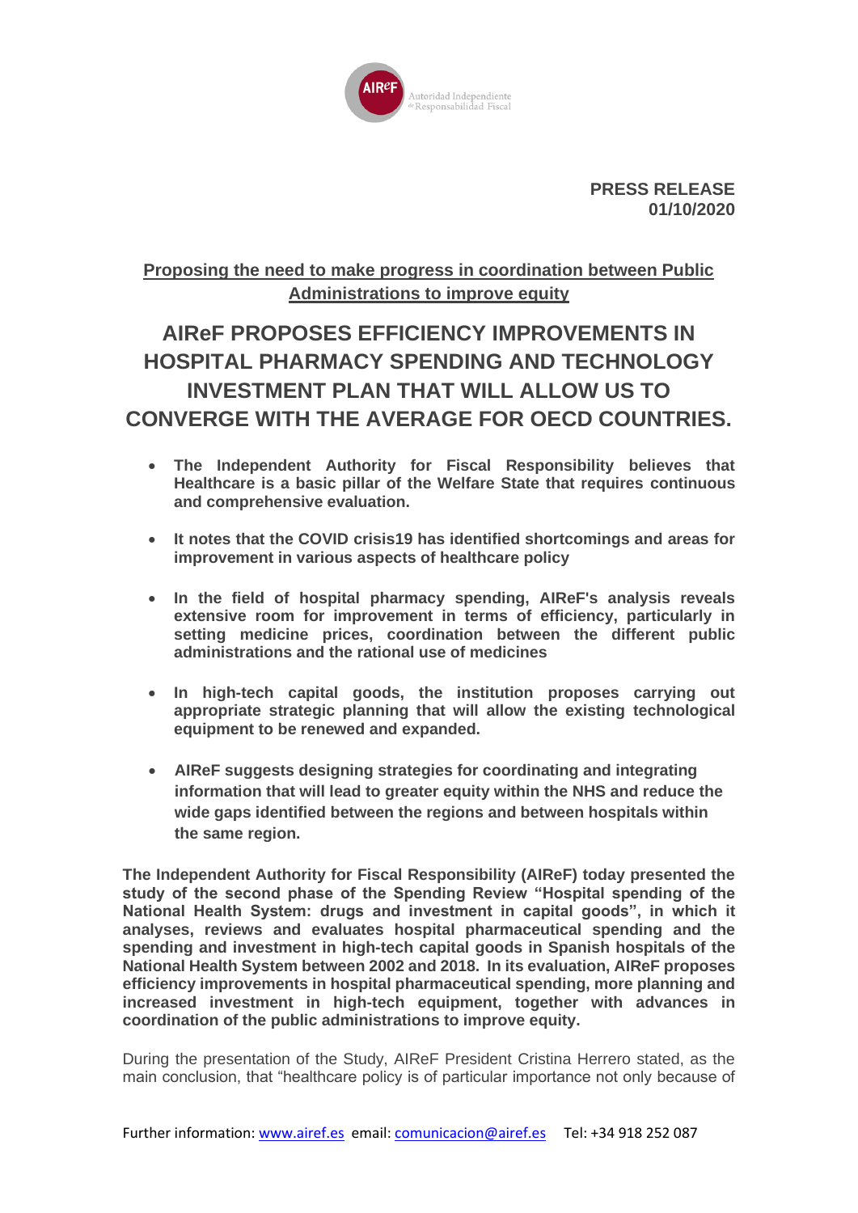**PRESS RELEASE**
**01/10/2020**

**Proposing the need to make progress in coordination between Public Administrations to improve equity**

# AIReF PROPOSES EFFICIENCY IMPROVEMENTS IN HOSPITAL PHARMACY SPENDING AND TECHNOLOGY INVESTMENT PLAN THAT WILL ALLOW US TO CONVERGE WITH THE AVERAGE FOR OECD COUNTRIES.

- **The Independent Authority for Fiscal Responsibility believes that Healthcare is a basic pillar of the Welfare State that requires continuous and comprehensive evaluation.**
- **It notes that the COVID crisis19 has identified shortcomings and areas for improvement in various aspects of healthcare policy**
- **In the field of hospital pharmacy spending, AIReF's analysis reveals extensive room for improvement in terms of efficiency, particularly in setting medicine prices, coordination between the different public administrations and the rational use of medicines**
- **In high-tech capital goods, the institution proposes carrying out appropriate strategic planning that will allow the existing technological equipment to be renewed and expanded.**
- **AIReF suggests designing strategies for coordinating and integrating information that will lead to greater equity within the NHS and reduce the wide gaps identified between the regions and between hospitals within the same region.**

**The Independent Authority for Fiscal Responsibility (AIReF) today presented the study of the second phase of the Spending Review "Hospital spending of the National Health System: drugs and investment in capital goods", in which it analyses, reviews and evaluates hospital pharmaceutical spending and the spending and investment in high-tech capital goods in Spanish hospitals of the National Health System between 2002 and 2018. In its evaluation, AIReF proposes efficiency improvements in hospital pharmaceutical spending, more planning and increased investment in high-tech equipment, together with advances in coordination of the public administrations to improve equity.**

During the presentation of the Study, AIReF President Cristina Herrero stated, as the main conclusion, that "healthcare policy is of particular importance not only because of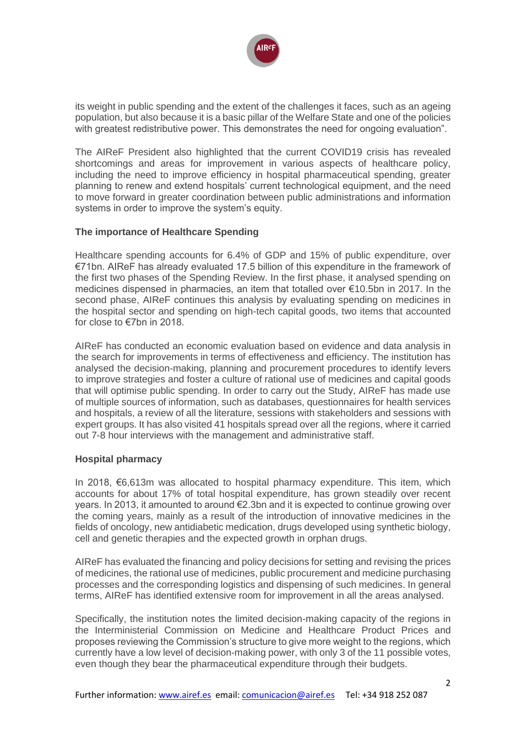its weight in public spending and the extent of the challenges it faces, such as an ageing population, but also because it is a basic pillar of the Welfare State and one of the policies with greatest redistributive power. This demonstrates the need for ongoing evaluation".

The AIReF President also highlighted that the current COVID19 crisis has revealed shortcomings and areas for improvement in various aspects of healthcare policy, including the need to improve efficiency in hospital pharmaceutical spending, greater planning to renew and extend hospitals' current technological equipment, and the need to move forward in greater coordination between public administrations and information systems in order to improve the system's equity.

**The importance of Healthcare Spending**

Healthcare spending accounts for 6.4% of GDP and 15% of public expenditure, over €71bn. AIReF has already evaluated 17.5 billion of this expenditure in the framework of the first two phases of the Spending Review. In the first phase, it analysed spending on medicines dispensed in pharmacies, an item that totalled over €10.5bn in 2017. In the second phase, AIReF continues this analysis by evaluating spending on medicines in the hospital sector and spending on high-tech capital goods, two items that accounted for close to €7bn in 2018.

AIReF has conducted an economic evaluation based on evidence and data analysis in the search for improvements in terms of effectiveness and efficiency. The institution has analysed the decision-making, planning and procurement procedures to identify levers to improve strategies and foster a culture of rational use of medicines and capital goods that will optimise public spending. In order to carry out the Study, AIReF has made use of multiple sources of information, such as databases, questionnaires for health services and hospitals, a review of all the literature, sessions with stakeholders and sessions with expert groups. It has also visited 41 hospitals spread over all the regions, where it carried out 7-8 hour interviews with the management and administrative staff.

**Hospital pharmacy**

In 2018, €6,613m was allocated to hospital pharmacy expenditure. This item, which accounts for about 17% of total hospital expenditure, has grown steadily over recent years. In 2013, it amounted to around €2.3bn and it is expected to continue growing over the coming years, mainly as a result of the introduction of innovative medicines in the fields of oncology, new antidiabetic medication, drugs developed using synthetic biology, cell and genetic therapies and the expected growth in orphan drugs.

AIReF has evaluated the financing and policy decisions for setting and revising the prices of medicines, the rational use of medicines, public procurement and medicine purchasing processes and the corresponding logistics and dispensing of such medicines. In general terms, AIReF has identified extensive room for improvement in all the areas analysed.

Specifically, the institution notes the limited decision-making capacity of the regions in the Interministerial Commission on Medicine and Healthcare Product Prices and proposes reviewing the Commission's structure to give more weight to the regions, which currently have a low level of decision-making power, with only 3 of the 11 possible votes, even though they bear the pharmaceutical expenditure through their budgets.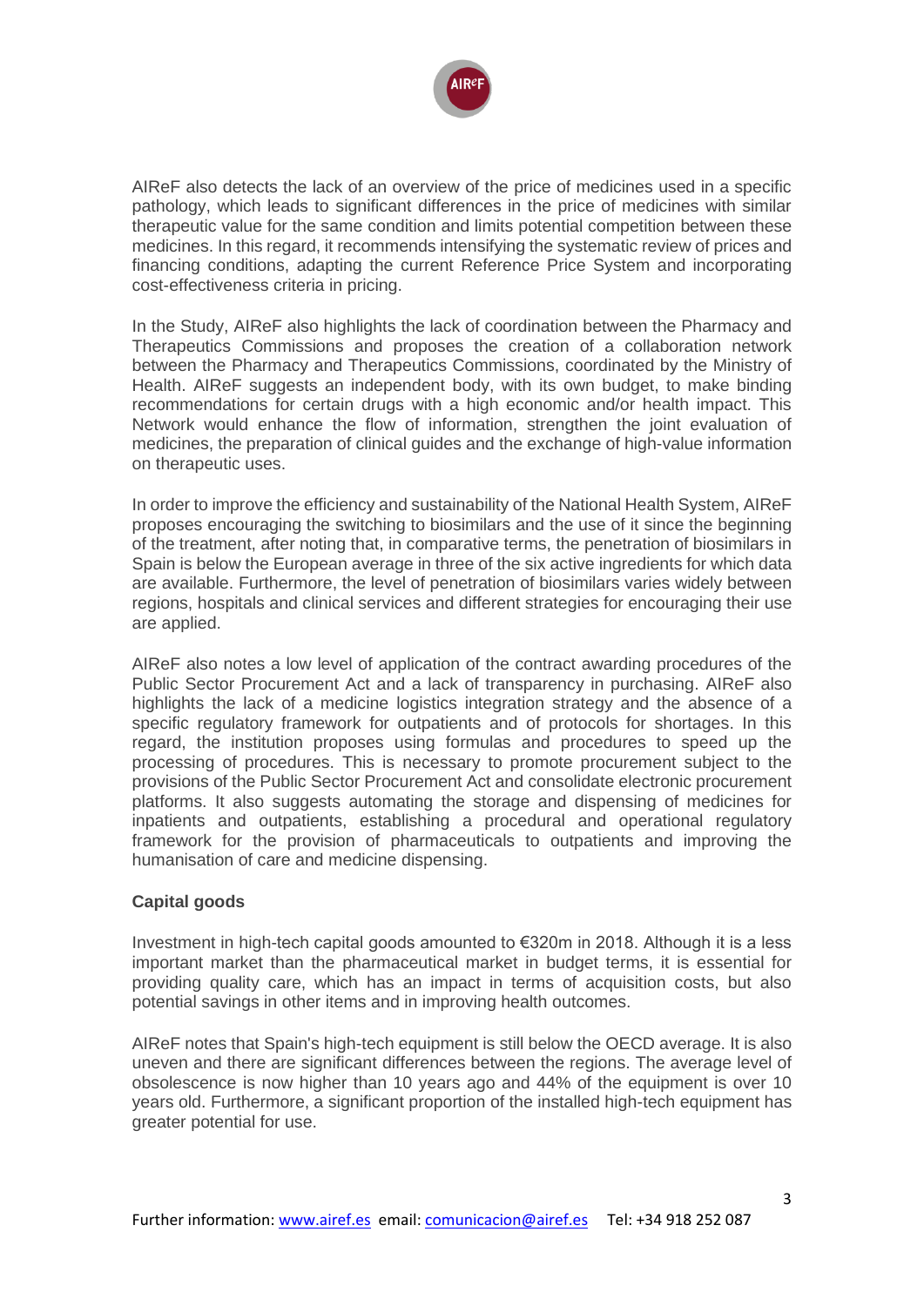AIReF also detects the lack of an overview of the price of medicines used in a specific pathology, which leads to significant differences in the price of medicines with similar therapeutic value for the same condition and limits potential competition between these medicines. In this regard, it recommends intensifying the systematic review of prices and financing conditions, adapting the current Reference Price System and incorporating cost-effectiveness criteria in pricing.

In the Study, AIReF also highlights the lack of coordination between the Pharmacy and Therapeutics Commissions and proposes the creation of a collaboration network between the Pharmacy and Therapeutics Commissions, coordinated by the Ministry of Health. AIReF suggests an independent body, with its own budget, to make binding recommendations for certain drugs with a high economic and/or health impact. This Network would enhance the flow of information, strengthen the joint evaluation of medicines, the preparation of clinical guides and the exchange of high-value information on therapeutic uses.

In order to improve the efficiency and sustainability of the National Health System, AIReF proposes encouraging the switching to biosimilars and the use of it since the beginning of the treatment, after noting that, in comparative terms, the penetration of biosimilars in Spain is below the European average in three of the six active ingredients for which data are available. Furthermore, the level of penetration of biosimilars varies widely between regions, hospitals and clinical services and different strategies for encouraging their use are applied.

AIReF also notes a low level of application of the contract awarding procedures of the Public Sector Procurement Act and a lack of transparency in purchasing. AIReF also highlights the lack of a medicine logistics integration strategy and the absence of a specific regulatory framework for outpatients and of protocols for shortages. In this regard, the institution proposes using formulas and procedures to speed up the processing of procedures. This is necessary to promote procurement subject to the provisions of the Public Sector Procurement Act and consolidate electronic procurement platforms. It also suggests automating the storage and dispensing of medicines for inpatients and outpatients, establishing a procedural and operational regulatory framework for the provision of pharmaceuticals to outpatients and improving the humanisation of care and medicine dispensing.

**Capital goods**

Investment in high-tech capital goods amounted to €320m in 2018. Although it is a less important market than the pharmaceutical market in budget terms, it is essential for providing quality care, which has an impact in terms of acquisition costs, but also potential savings in other items and in improving health outcomes.

AIReF notes that Spain's high-tech equipment is still below the OECD average. It is also uneven and there are significant differences between the regions. The average level of obsolescence is now higher than 10 years ago and 44% of the equipment is over 10 years old. Furthermore, a significant proportion of the installed high-tech equipment has greater potential for use.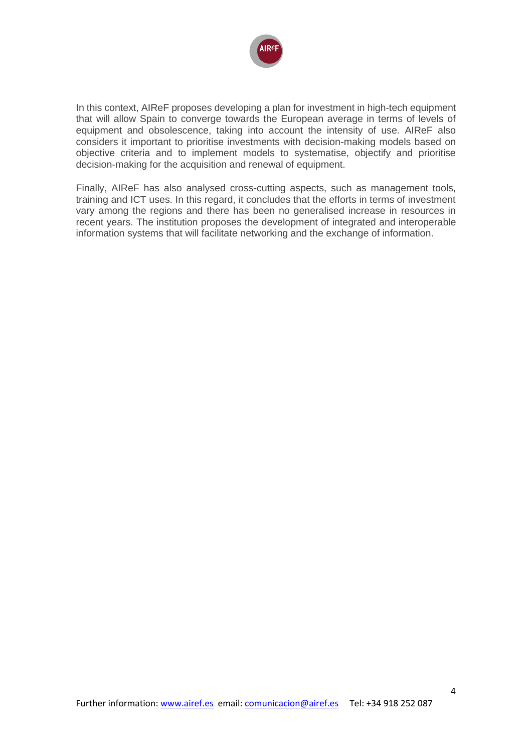In this context, AIReF proposes developing a plan for investment in high-tech equipment that will allow Spain to converge towards the European average in terms of levels of equipment and obsolescence, taking into account the intensity of use. AIReF also considers it important to prioritise investments with decision-making models based on objective criteria and to implement models to systematise, objectify and prioritise decision-making for the acquisition and renewal of equipment.

Finally, AIReF has also analysed cross-cutting aspects, such as management tools, training and ICT uses. In this regard, it concludes that the efforts in terms of investment vary among the regions and there has been no generalised increase in resources in recent years. The institution proposes the development of integrated and interoperable information systems that will facilitate networking and the exchange of information.